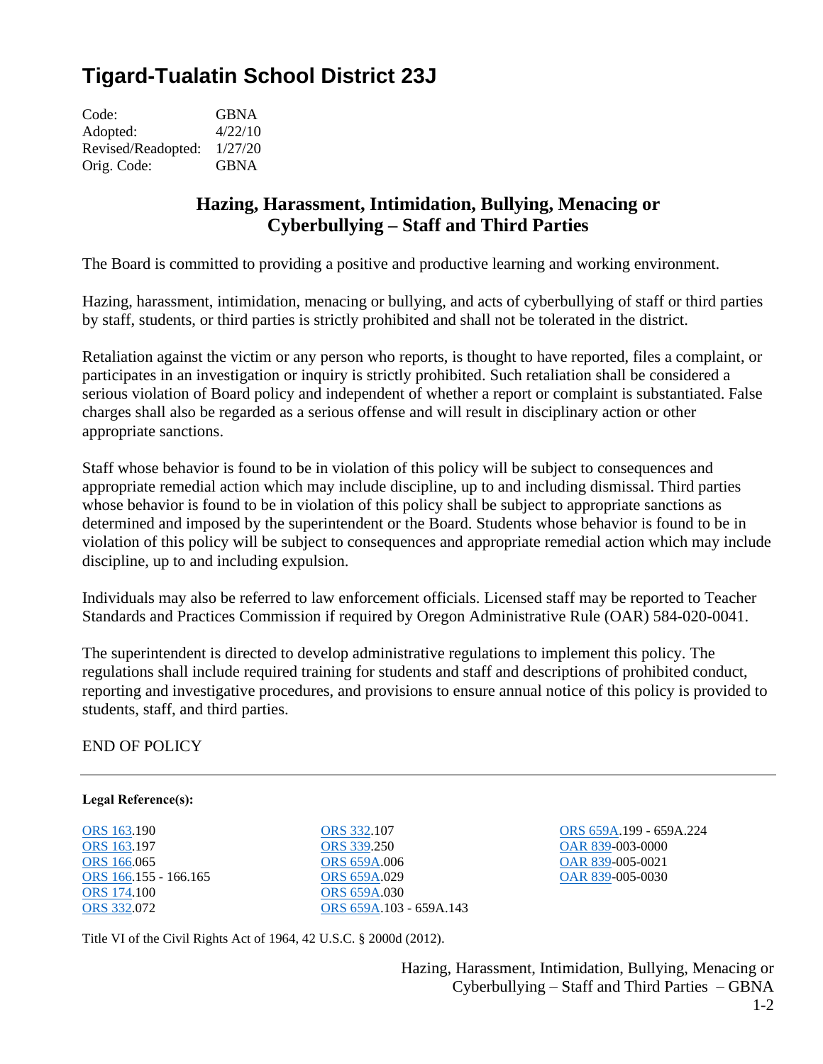# Tigard-Tualatin School District 23J

| | |
|---|---|
| Code: | GBNA |
| Adopted: | 4/22/10 |
| Revised/Readopted: | 1/27/20 |
| Orig. Code: | GBNA |

## Hazing, Harassment, Intimidation, Bullying, Menacing or Cyberbullying – Staff and Third Parties

The Board is committed to providing a positive and productive learning and working environment.

Hazing, harassment, intimidation, menacing or bullying, and acts of cyberbullying of staff or third parties by staff, students, or third parties is strictly prohibited and shall not be tolerated in the district.

Retaliation against the victim or any person who reports, is thought to have reported, files a complaint, or participates in an investigation or inquiry is strictly prohibited. Such retaliation shall be considered a serious violation of Board policy and independent of whether a report or complaint is substantiated. False charges shall also be regarded as a serious offense and will result in disciplinary action or other appropriate sanctions.

Staff whose behavior is found to be in violation of this policy will be subject to consequences and appropriate remedial action which may include discipline, up to and including dismissal. Third parties whose behavior is found to be in violation of this policy shall be subject to appropriate sanctions as determined and imposed by the superintendent or the Board. Students whose behavior is found to be in violation of this policy will be subject to consequences and appropriate remedial action which may include discipline, up to and including expulsion.

Individuals may also be referred to law enforcement officials. Licensed staff may be reported to Teacher Standards and Practices Commission if required by Oregon Administrative Rule (OAR) 584-020-0041.

The superintendent is directed to develop administrative regulations to implement this policy. The regulations shall include required training for students and staff and descriptions of prohibited conduct, reporting and investigative procedures, and provisions to ensure annual notice of this policy is provided to students, staff, and third parties.

END OF POLICY

---

**Legal Reference(s):**

ORS 163.190
ORS 163.197
ORS 166.065
ORS 166.155 - 166.165
ORS 174.100
ORS 332.072
ORS 332.107
ORS 339.250
ORS 659A.006
ORS 659A.029
ORS 659A.030
ORS 659A.103 - 659A.143
ORS 659A.199 - 659A.224
OAR 839-003-0000
OAR 839-005-0021
OAR 839-005-0030

Title VI of the Civil Rights Act of 1964, 42 U.S.C. § 2000d (2012).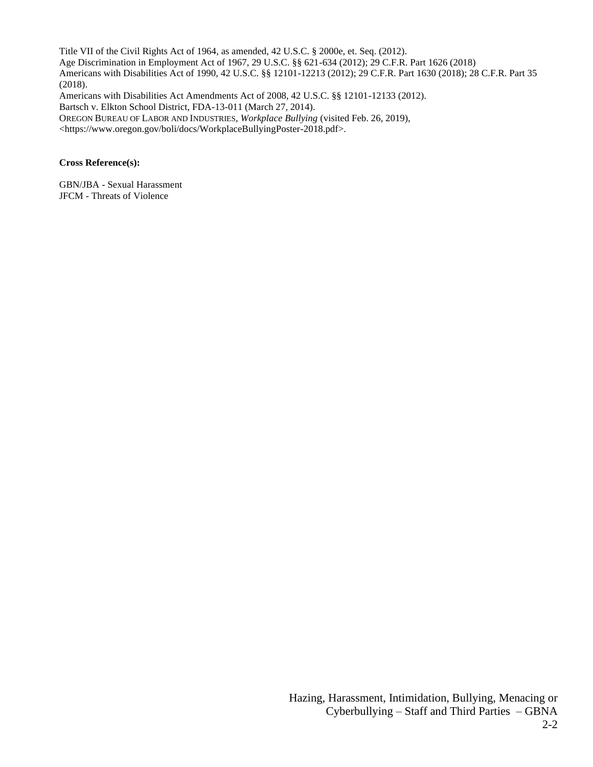Title VII of the Civil Rights Act of 1964, as amended, 42 U.S.C. § 2000e, et. Seq. (2012).
Age Discrimination in Employment Act of 1967, 29 U.S.C. §§ 621-634 (2012); 29 C.F.R. Part 1626 (2018)
Americans with Disabilities Act of 1990, 42 U.S.C. §§ 12101-12213 (2012); 29 C.F.R. Part 1630 (2018); 28 C.F.R. Part 35 (2018).
Americans with Disabilities Act Amendments Act of 2008, 42 U.S.C. §§ 12101-12133 (2012).
Bartsch v. Elkton School District, FDA-13-011 (March 27, 2014).
OREGON BUREAU OF LABOR AND INDUSTRIES, *Workplace Bullying* (visited Feb. 26, 2019), <https://www.oregon.gov/boli/docs/WorkplaceBullyingPoster-2018.pdf>.

**Cross Reference(s):**

GBN/JBA - Sexual Harassment
JFCM - Threats of Violence